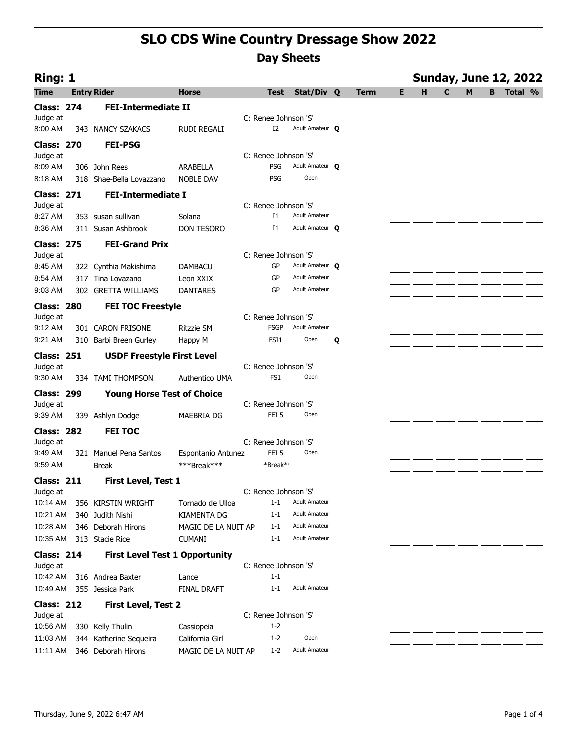# SLO CDS Wine Country Dressage Show 2022

## Day Sheets

**Ring: 1** **Sunday, June 12, 2022**

| Time | Entry | Rider | Horse | Test | Stat/Div | Q | Term | E | H | C | M | B | Total | % |
|---|---|---|---|---|---|---|---|---|---|---|---|---|---|---|
| **Class: 274** | | **FEI-Intermediate II** | | | | | | | | | | | | |
| Judge at | | | | C: Renee Johnson 'S' | | | | | | | | | | |
| 8:00 AM | 343 | NANCY SZAKACS | RUDI REGALI | I2 | Adult Amateur | **Q** | | | | | | | | |
| **Class: 270** | | **FEI-PSG** | | | | | | | | | | | | |
| Judge at | | | | C: Renee Johnson 'S' | | | | | | | | | | |
| 8:09 AM | 306 | John Rees | ARABELLA | PSG | Adult Amateur | **Q** | | | | | | | | |
| 8:18 AM | 318 | Shae-Bella Lovazzano | NOBLE DAV | PSG | Open | | | | | | | | | |
| **Class: 271** | | **FEI-Intermediate I** | | | | | | | | | | | | |
| Judge at | | | | C: Renee Johnson 'S' | | | | | | | | | | |
| 8:27 AM | 353 | susan sullivan | Solana | I1 | Adult Amateur | | | | | | | | | |
| 8:36 AM | 311 | Susan Ashbrook | DON TESORO | I1 | Adult Amateur | **Q** | | | | | | | | |
| **Class: 275** | | **FEI-Grand Prix** | | | | | | | | | | | | |
| Judge at | | | | C: Renee Johnson 'S' | | | | | | | | | | |
| 8:45 AM | 322 | Cynthia Makishima | DAMBACU | GP | Adult Amateur | **Q** | | | | | | | | |
| 8:54 AM | 317 | Tina Lovazano | Leon XXIX | GP | Adult Amateur | | | | | | | | | |
| 9:03 AM | 302 | GRETTA WILLIAMS | DANTARES | GP | Adult Amateur | | | | | | | | | |
| **Class: 280** | | **FEI TOC Freestyle** | | | | | | | | | | | | |
| Judge at | | | | C: Renee Johnson 'S' | | | | | | | | | | |
| 9:12 AM | 301 | CARON FRISONE | Ritzzie SM | FSGP | Adult Amateur | | | | | | | | | |
| 9:21 AM | 310 | Barbi Breen Gurley | Happy M | FSI1 | Open | **Q** | | | | | | | | |
| **Class: 251** | | **USDF Freestyle First Level** | | | | | | | | | | | | |
| Judge at | | | | C: Renee Johnson 'S' | | | | | | | | | | |
| 9:30 AM | 334 | TAMI THOMPSON | Authentico UMA | FS1 | Open | | | | | | | | | |
| **Class: 299** | | **Young Horse Test of Choice** | | | | | | | | | | | | |
| Judge at | | | | C: Renee Johnson 'S' | | | | | | | | | | |
| 9:39 AM | 339 | Ashlyn Dodge | MAEBRIA DG | FEI 5 | Open | | | | | | | | | |
| **Class: 282** | | **FEI TOC** | | | | | | | | | | | | |
| Judge at | | | | C: Renee Johnson 'S' | | | | | | | | | | |
| 9:49 AM | 321 | Manuel Pena Santos | Espontanio Antunez | FEI 5 | Open | | | | | | | | | |
| 9:59 AM | | Break | ***Break*** | **Break** | | | | | | | | | | |
| **Class: 211** | | **First Level, Test 1** | | | | | | | | | | | | |
| Judge at | | | | C: Renee Johnson 'S' | | | | | | | | | | |
| 10:14 AM | 356 | KIRSTIN WRIGHT | Tornado de Ulloa | 1-1 | Adult Amateur | | | | | | | | | |
| 10:21 AM | 340 | Judith Nishi | KIAMENTA DG | 1-1 | Adult Amateur | | | | | | | | | |
| 10:28 AM | 346 | Deborah Hirons | MAGIC DE LA NUIT AP | 1-1 | Adult Amateur | | | | | | | | | |
| 10:35 AM | 313 | Stacie Rice | CUMANI | 1-1 | Adult Amateur | | | | | | | | | |
| **Class: 214** | | **First Level Test 1 Opportunity** | | | | | | | | | | | | |
| Judge at | | | | C: Renee Johnson 'S' | | | | | | | | | | |
| 10:42 AM | 316 | Andrea Baxter | Lance | 1-1 | | | | | | | | | | |
| 10:49 AM | 355 | Jessica Park | FINAL DRAFT | 1-1 | Adult Amateur | | | | | | | | | |
| **Class: 212** | | **First Level, Test 2** | | | | | | | | | | | | |
| Judge at | | | | C: Renee Johnson 'S' | | | | | | | | | | |
| 10:56 AM | 330 | Kelly Thulin | Cassiopeia | 1-2 | | | | | | | | | | |
| 11:03 AM | 344 | Katherine Sequeira | California Girl | 1-2 | Open | | | | | | | | | |
| 11:11 AM | 346 | Deborah Hirons | MAGIC DE LA NUIT AP | 1-2 | Adult Amateur | | | | | | | | | |

Thursday, June 9, 2022 6:47 AM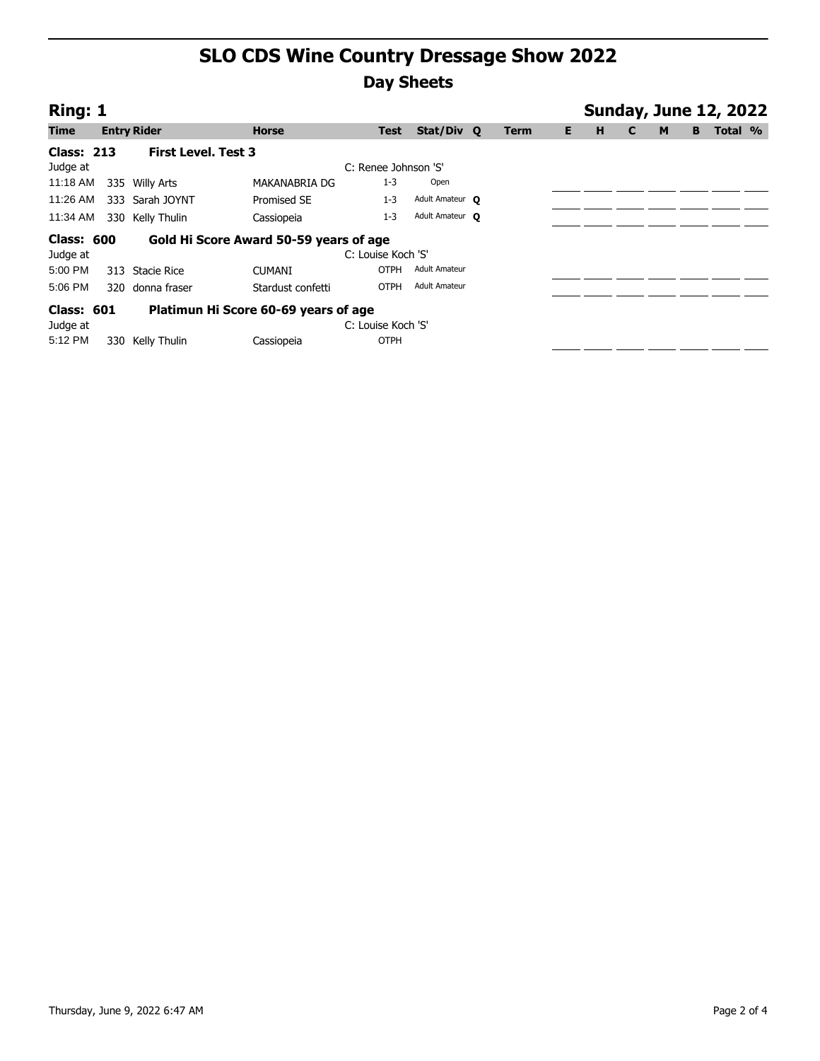# SLO CDS Wine Country Dressage Show 2022

## Day Sheets

### Ring: 1

### Sunday, June 12, 2022

| Time | Entry | Rider | Horse | Test | Stat/Div | Q | Term | E | H | C | M | B | Total | % |
|---|---|---|---|---|---|---|---|---|---|---|---|---|---|---|
| **Class: 213** | | **First Level. Test 3** | | | | | | | | | | | | |
| Judge at | | | | C: Renee Johnson 'S' | | | | | | | | | | |
| 11:18 AM | 335 | Willy Arts | MAKANABRIA DG | 1-3 | Open | | | | | | | | | |
| 11:26 AM | 333 | Sarah JOYNT | Promised SE | 1-3 | Adult Amateur | **Q** | | | | | | | | |
| 11:34 AM | 330 | Kelly Thulin | Cassiopeia | 1-3 | Adult Amateur | **Q** | | | | | | | | |
| **Class: 600** | | **Gold Hi Score Award 50-59 years of age** | | | | | | | | | | | | |
| Judge at | | | | C: Louise Koch 'S' | | | | | | | | | | |
| 5:00 PM | 313 | Stacie Rice | CUMANI | OTPH | Adult Amateur | | | | | | | | | |
| 5:06 PM | 320 | donna fraser | Stardust confetti | OTPH | Adult Amateur | | | | | | | | | |
| **Class: 601** | | **Platimun Hi Score 60-69 years of age** | | | | | | | | | | | | |
| Judge at | | | | C: Louise Koch 'S' | | | | | | | | | | |
| 5:12 PM | 330 | Kelly Thulin | Cassiopeia | OTPH | | | | | | | | | | |

Thursday, June 9, 2022 6:47 AM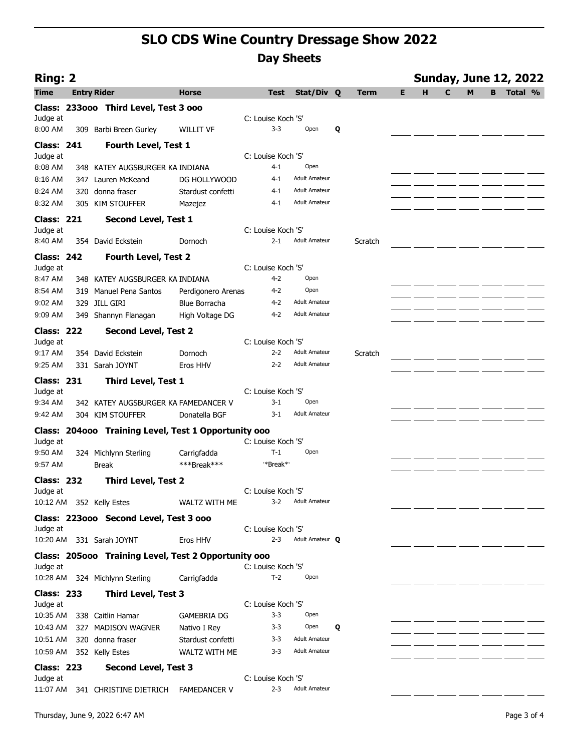# SLO CDS Wine Country Dressage Show 2022

## Day Sheets

**Ring: 2** **Sunday, June 12, 2022**

| Time | Entry | Rider | Horse | Test | Stat/Div | Q | Term | E | H | C | M | B | Total | % |
|---|---|---|---|---|---|---|---|---|---|---|---|---|---|---|
| **Class: 233ooo Third Level, Test 3 ooo** | | | | | | | | | | | | | | |
| Judge at | | | | C: Louise Koch 'S' | | | | | | | | | | |
| 8:00 AM | 309 | Barbi Breen Gurley | WILLIT VF | 3-3 | Open | Q | | | | | | | | |
| **Class: 241 Fourth Level, Test 1** | | | | | | | | | | | | | | |
| Judge at | | | | C: Louise Koch 'S' | | | | | | | | | | |
| 8:08 AM | 348 | KATEY AUGSBURGER KA | INDIANA | 4-1 | Open | | | | | | | | | |
| 8:16 AM | 347 | Lauren McKeand | DG HOLLYWOOD | 4-1 | Adult Amateur | | | | | | | | | |
| 8:24 AM | 320 | donna fraser | Stardust confetti | 4-1 | Adult Amateur | | | | | | | | | |
| 8:32 AM | 305 | KIM STOUFFER | Mazejez | 4-1 | Adult Amateur | | | | | | | | | |
| **Class: 221 Second Level, Test 1** | | | | | | | | | | | | | | |
| Judge at | | | | C: Louise Koch 'S' | | | | | | | | | | |
| 8:40 AM | 354 | David Eckstein | Dornoch | 2-1 | Adult Amateur | | Scratch | | | | | | | |
| **Class: 242 Fourth Level, Test 2** | | | | | | | | | | | | | | |
| Judge at | | | | C: Louise Koch 'S' | | | | | | | | | | |
| 8:47 AM | 348 | KATEY AUGSBURGER KA | INDIANA | 4-2 | Open | | | | | | | | | |
| 8:54 AM | 319 | Manuel Pena Santos | Perdigonero Arenas | 4-2 | Open | | | | | | | | | |
| 9:02 AM | 329 | JILL GIRI | Blue Borracha | 4-2 | Adult Amateur | | | | | | | | | |
| 9:09 AM | 349 | Shannyn Flanagan | High Voltage DG | 4-2 | Adult Amateur | | | | | | | | | |
| **Class: 222 Second Level, Test 2** | | | | | | | | | | | | | | |
| Judge at | | | | C: Louise Koch 'S' | | | | | | | | | | |
| 9:17 AM | 354 | David Eckstein | Dornoch | 2-2 | Adult Amateur | | Scratch | | | | | | | |
| 9:25 AM | 331 | Sarah JOYNT | Eros HHV | 2-2 | Adult Amateur | | | | | | | | | |
| **Class: 231 Third Level, Test 1** | | | | | | | | | | | | | | |
| Judge at | | | | C: Louise Koch 'S' | | | | | | | | | | |
| 9:34 AM | 342 | KATEY AUGSBURGER KA | FAMEDANCER V | 3-1 | Open | | | | | | | | | |
| 9:42 AM | 304 | KIM STOUFFER | Donatella BGF | 3-1 | Adult Amateur | | | | | | | | | |
| **Class: 204ooo Training Level, Test 1 Opportunity ooo** | | | | | | | | | | | | | | |
| Judge at | | | | C: Louise Koch 'S' | | | | | | | | | | |
| 9:50 AM | 324 | Michlynn Sterling | Carrigfadda | T-1 | Open | | | | | | | | | |
| 9:57 AM | | Break | ***Break*** | **Break** | | | | | | | | | | |
| **Class: 232 Third Level, Test 2** | | | | | | | | | | | | | | |
| Judge at | | | | C: Louise Koch 'S' | | | | | | | | | | |
| 10:12 AM | 352 | Kelly Estes | WALTZ WITH ME | 3-2 | Adult Amateur | | | | | | | | | |
| **Class: 223ooo Second Level, Test 3 ooo** | | | | | | | | | | | | | | |
| Judge at | | | | C: Louise Koch 'S' | | | | | | | | | | |
| 10:20 AM | 331 | Sarah JOYNT | Eros HHV | 2-3 | Adult Amateur | Q | | | | | | | | |
| **Class: 205ooo Training Level, Test 2 Opportunity ooo** | | | | | | | | | | | | | | |
| Judge at | | | | C: Louise Koch 'S' | | | | | | | | | | |
| 10:28 AM | 324 | Michlynn Sterling | Carrigfadda | T-2 | Open | | | | | | | | | |
| **Class: 233 Third Level, Test 3** | | | | | | | | | | | | | | |
| Judge at | | | | C: Louise Koch 'S' | | | | | | | | | | |
| 10:35 AM | 338 | Caitlin Hamar | GAMEBRIA DG | 3-3 | Open | | | | | | | | | |
| 10:43 AM | 327 | MADISON WAGNER | Nativo I Rey | 3-3 | Open | Q | | | | | | | | |
| 10:51 AM | 320 | donna fraser | Stardust confetti | 3-3 | Adult Amateur | | | | | | | | | |
| 10:59 AM | 352 | Kelly Estes | WALTZ WITH ME | 3-3 | Adult Amateur | | | | | | | | | |
| **Class: 223 Second Level, Test 3** | | | | | | | | | | | | | | |
| Judge at | | | | C: Louise Koch 'S' | | | | | | | | | | |
| 11:07 AM | 341 | CHRISTINE DIETRICH | FAMEDANCER V | 2-3 | Adult Amateur | | | | | | | | | |

Thursday, June 9, 2022 6:47 AM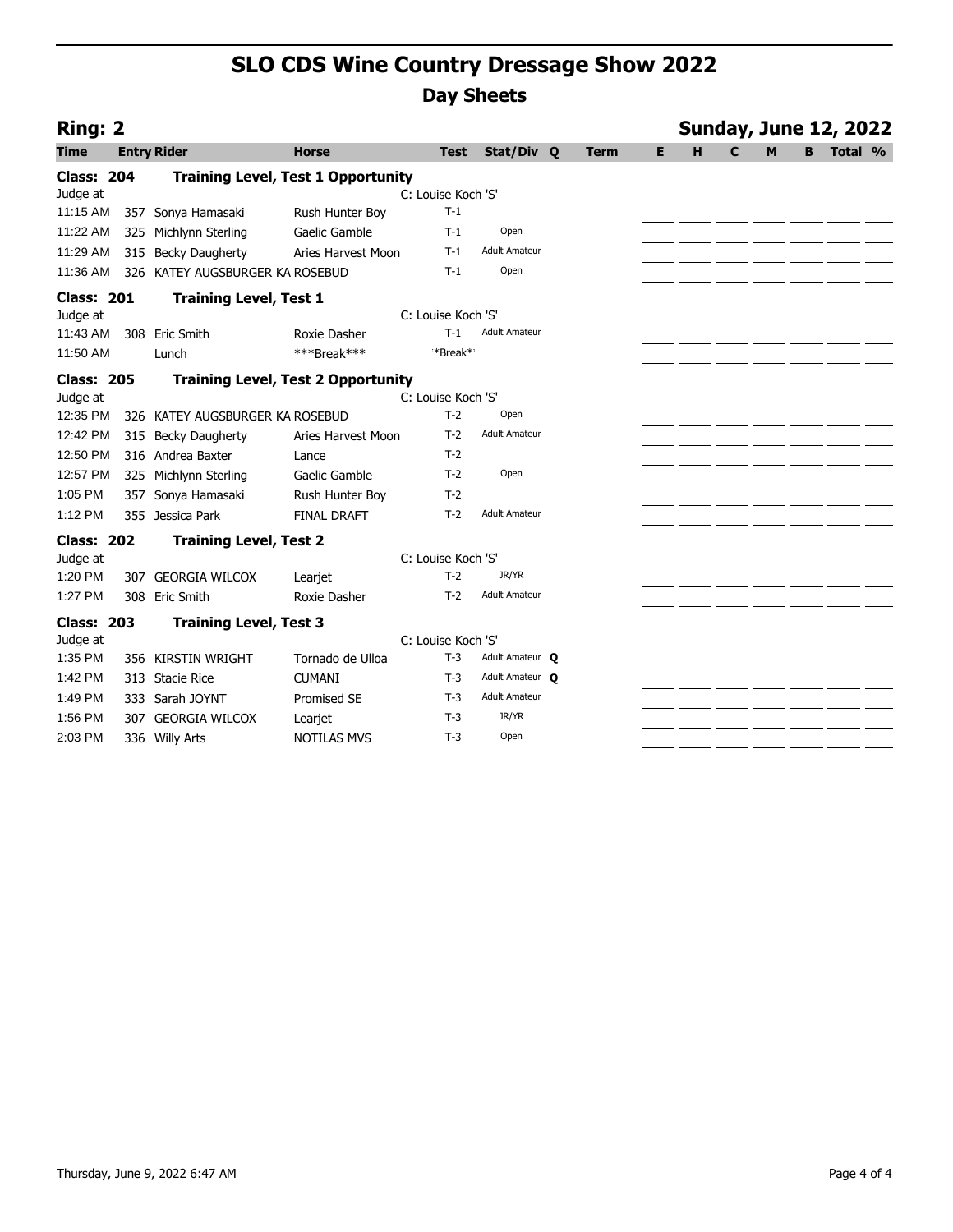# SLO CDS Wine Country Dressage Show 2022

## Day Sheets

**Ring: 2** — **Sunday, June 12, 2022**

| Time | Entry | Rider | Horse | Test | Stat/Div | Q | Term | E | H | C | M | B | Total | % |
|---|---|---|---|---|---|---|---|---|---|---|---|---|---|---|
| **Class: 204** | | **Training Level, Test 1 Opportunity** | | | | | | | | | | | | |
| Judge at | | | | C: Louise Koch 'S' | | | | | | | | | | |
| 11:15 AM | 357 | Sonya Hamasaki | Rush Hunter Boy | T-1 | | | | | | | | | | |
| 11:22 AM | 325 | Michlynn Sterling | Gaelic Gamble | T-1 | Open | | | | | | | | | |
| 11:29 AM | 315 | Becky Daugherty | Aries Harvest Moon | T-1 | Adult Amateur | | | | | | | | | |
| 11:36 AM | 326 | KATEY AUGSBURGER | KA ROSEBUD | T-1 | Open | | | | | | | | | |
| **Class: 201** | | **Training Level, Test 1** | | | | | | | | | | | | |
| Judge at | | | | C: Louise Koch 'S' | | | | | | | | | | |
| 11:43 AM | 308 | Eric Smith | Roxie Dasher | T-1 | Adult Amateur | | | | | | | | | |
| 11:50 AM | | Lunch | ***Break*** | *Break* | | | | | | | | | | |
| **Class: 205** | | **Training Level, Test 2 Opportunity** | | | | | | | | | | | | |
| Judge at | | | | C: Louise Koch 'S' | | | | | | | | | | |
| 12:35 PM | 326 | KATEY AUGSBURGER | KA ROSEBUD | T-2 | Open | | | | | | | | | |
| 12:42 PM | 315 | Becky Daugherty | Aries Harvest Moon | T-2 | Adult Amateur | | | | | | | | | |
| 12:50 PM | 316 | Andrea Baxter | Lance | T-2 | | | | | | | | | | |
| 12:57 PM | 325 | Michlynn Sterling | Gaelic Gamble | T-2 | Open | | | | | | | | | |
| 1:05 PM | 357 | Sonya Hamasaki | Rush Hunter Boy | T-2 | | | | | | | | | | |
| 1:12 PM | 355 | Jessica Park | FINAL DRAFT | T-2 | Adult Amateur | | | | | | | | | |
| **Class: 202** | | **Training Level, Test 2** | | | | | | | | | | | | |
| Judge at | | | | C: Louise Koch 'S' | | | | | | | | | | |
| 1:20 PM | 307 | GEORGIA WILCOX | Learjet | T-2 | JR/YR | | | | | | | | | |
| 1:27 PM | 308 | Eric Smith | Roxie Dasher | T-2 | Adult Amateur | | | | | | | | | |
| **Class: 203** | | **Training Level, Test 3** | | | | | | | | | | | | |
| Judge at | | | | C: Louise Koch 'S' | | | | | | | | | | |
| 1:35 PM | 356 | KIRSTIN WRIGHT | Tornado de Ulloa | T-3 | Adult Amateur | Q | | | | | | | | |
| 1:42 PM | 313 | Stacie Rice | CUMANI | T-3 | Adult Amateur | Q | | | | | | | | |
| 1:49 PM | 333 | Sarah JOYNT | Promised SE | T-3 | Adult Amateur | | | | | | | | | |
| 1:56 PM | 307 | GEORGIA WILCOX | Learjet | T-3 | JR/YR | | | | | | | | | |
| 2:03 PM | 336 | Willy Arts | NOTILAS MVS | T-3 | Open | | | | | | | | | |

Thursday, June 9, 2022 6:47 AM